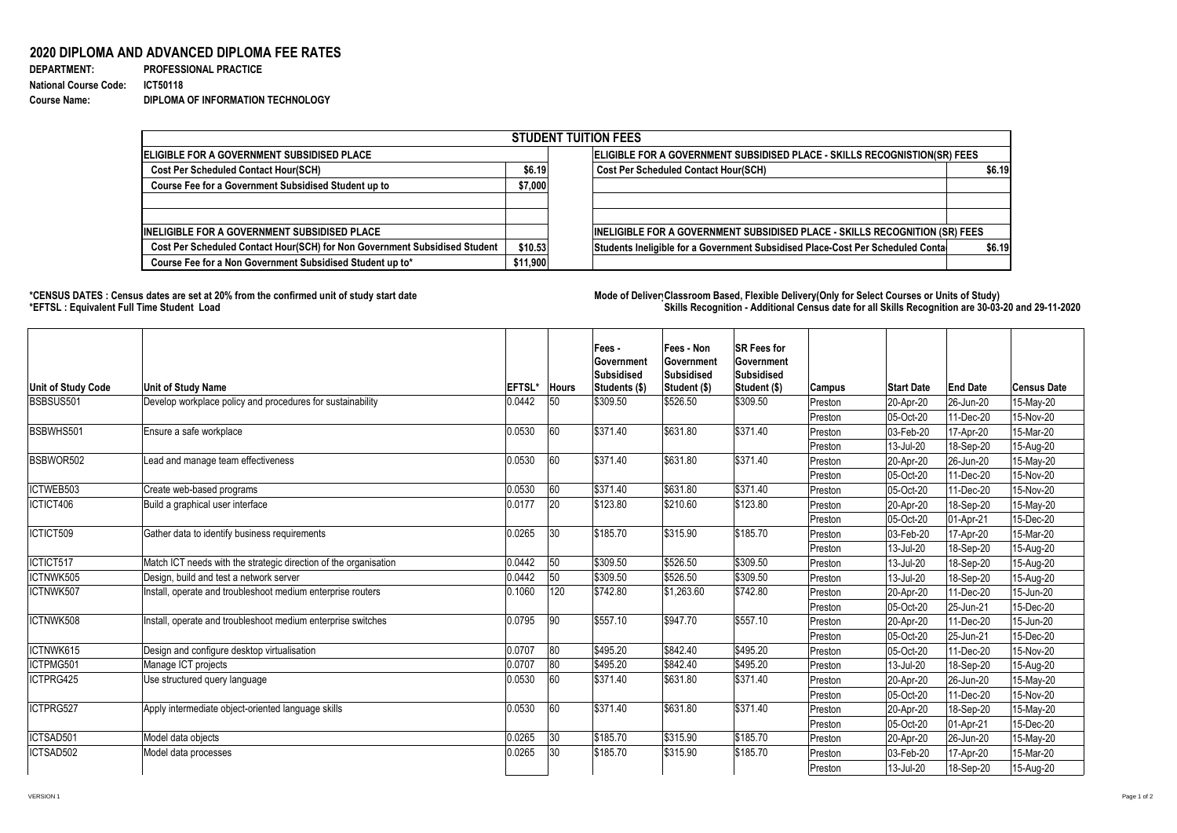## 2020 DIPLOMA AND ADVANCED DIPLOMA FEE RATES

**DEPARTMENT:** PROFESSIONAL PRACTICE
**National Course Code:** ICT50118
**Course Name:** DIPLOMA OF INFORMATION TECHNOLOGY

| STUDENT TUITION FEES | | | |
|---|---|---|---|
| **ELIGIBLE FOR A GOVERNMENT SUBSIDISED PLACE** | | **ELIGIBLE FOR A GOVERNMENT SUBSIDISED PLACE - SKILLS RECOGNISTION(SR) FEES** | |
| Cost Per Scheduled Contact Hour(SCH) | $6.19 | Cost Per Scheduled Contact Hour(SCH) | $6.19 |
| Course Fee for a Government Subsidised Student up to | $7,000 | | |
| | | | |
| | | | |
| **INELIGIBLE FOR A GOVERNMENT SUBSIDISED PLACE** | | **INELIGIBLE FOR A GOVERNMENT SUBSIDISED PLACE - SKILLS RECOGNITION (SR) FEES** | |
| Cost Per Scheduled Contact Hour(SCH) for Non Government Subsidised Student | $10.53 | Students Ineligible for a Government Subsidised Place-Cost Per Scheduled Conta | $6.19 |
| Course Fee for a Non Government Subsidised Student up to* | $11,900 | | |

**\*CENSUS DATES : Census dates are set at 20% from the confirmed unit of study start date**
**\*EFTSL : Equivalent Full Time Student Load**

**Mode of Deliver Classroom Based, Flexible Delivery(Only for Select Courses or Units of Study)**
**Skills Recognition - Additional Census date for all Skills Recognition are 30-03-20 and 29-11-2020**

| Unit of Study Code | Unit of Study Name | EFTSL* | Hours | Fees - Government Subsidised Students ($) | Fees - Non Government Subsidised Student ($) | SR Fees for Government Subsidised Student ($) | Campus | Start Date | End Date | Census Date |
|---|---|---|---|---|---|---|---|---|---|---|
| BSBSUS501 | Develop workplace policy and procedures for sustainability | 0.0442 | 50 | $309.50 | $526.50 | $309.50 | Preston | 20-Apr-20 | 26-Jun-20 | 15-May-20 |
| | | | | | | | Preston | 05-Oct-20 | 11-Dec-20 | 15-Nov-20 |
| BSBWHS501 | Ensure a safe workplace | 0.0530 | 60 | $371.40 | $631.80 | $371.40 | Preston | 03-Feb-20 | 17-Apr-20 | 15-Mar-20 |
| | | | | | | | Preston | 13-Jul-20 | 18-Sep-20 | 15-Aug-20 |
| BSBWOR502 | Lead and manage team effectiveness | 0.0530 | 60 | $371.40 | $631.80 | $371.40 | Preston | 20-Apr-20 | 26-Jun-20 | 15-May-20 |
| | | | | | | | Preston | 05-Oct-20 | 11-Dec-20 | 15-Nov-20 |
| ICTWEB503 | Create web-based programs | 0.0530 | 60 | $371.40 | $631.80 | $371.40 | Preston | 05-Oct-20 | 11-Dec-20 | 15-Nov-20 |
| ICTICT406 | Build a graphical user interface | 0.0177 | 20 | $123.80 | $210.60 | $123.80 | Preston | 20-Apr-20 | 18-Sep-20 | 15-May-20 |
| | | | | | | | Preston | 05-Oct-20 | 01-Apr-21 | 15-Dec-20 |
| ICTICT509 | Gather data to identify business requirements | 0.0265 | 30 | $185.70 | $315.90 | $185.70 | Preston | 03-Feb-20 | 17-Apr-20 | 15-Mar-20 |
| | | | | | | | Preston | 13-Jul-20 | 18-Sep-20 | 15-Aug-20 |
| ICTICT517 | Match ICT needs with the strategic direction of the organisation | 0.0442 | 50 | $309.50 | $526.50 | $309.50 | Preston | 13-Jul-20 | 18-Sep-20 | 15-Aug-20 |
| ICTNWK505 | Design, build and test a network server | 0.0442 | 50 | $309.50 | $526.50 | $309.50 | Preston | 13-Jul-20 | 18-Sep-20 | 15-Aug-20 |
| ICTNWK507 | Install, operate and troubleshoot medium enterprise routers | 0.1060 | 120 | $742.80 | $1,263.60 | $742.80 | Preston | 20-Apr-20 | 11-Dec-20 | 15-Jun-20 |
| | | | | | | | Preston | 05-Oct-20 | 25-Jun-21 | 15-Dec-20 |
| ICTNWK508 | Install, operate and troubleshoot medium enterprise switches | 0.0795 | 90 | $557.10 | $947.70 | $557.10 | Preston | 20-Apr-20 | 11-Dec-20 | 15-Jun-20 |
| | | | | | | | Preston | 05-Oct-20 | 25-Jun-21 | 15-Dec-20 |
| ICTNWK615 | Design and configure desktop virtualisation | 0.0707 | 80 | $495.20 | $842.40 | $495.20 | Preston | 05-Oct-20 | 11-Dec-20 | 15-Nov-20 |
| ICTPMG501 | Manage ICT projects | 0.0707 | 80 | $495.20 | $842.40 | $495.20 | Preston | 13-Jul-20 | 18-Sep-20 | 15-Aug-20 |
| ICTPRG425 | Use structured query language | 0.0530 | 60 | $371.40 | $631.80 | $371.40 | Preston | 20-Apr-20 | 26-Jun-20 | 15-May-20 |
| | | | | | | | Preston | 05-Oct-20 | 11-Dec-20 | 15-Nov-20 |
| ICTPRG527 | Apply intermediate object-oriented language skills | 0.0530 | 60 | $371.40 | $631.80 | $371.40 | Preston | 20-Apr-20 | 18-Sep-20 | 15-May-20 |
| | | | | | | | Preston | 05-Oct-20 | 01-Apr-21 | 15-Dec-20 |
| ICTSAD501 | Model data objects | 0.0265 | 30 | $185.70 | $315.90 | $185.70 | Preston | 20-Apr-20 | 26-Jun-20 | 15-May-20 |
| ICTSAD502 | Model data processes | 0.0265 | 30 | $185.70 | $315.90 | $185.70 | Preston | 03-Feb-20 | 17-Apr-20 | 15-Mar-20 |
| | | | | | | | Preston | 13-Jul-20 | 18-Sep-20 | 15-Aug-20 |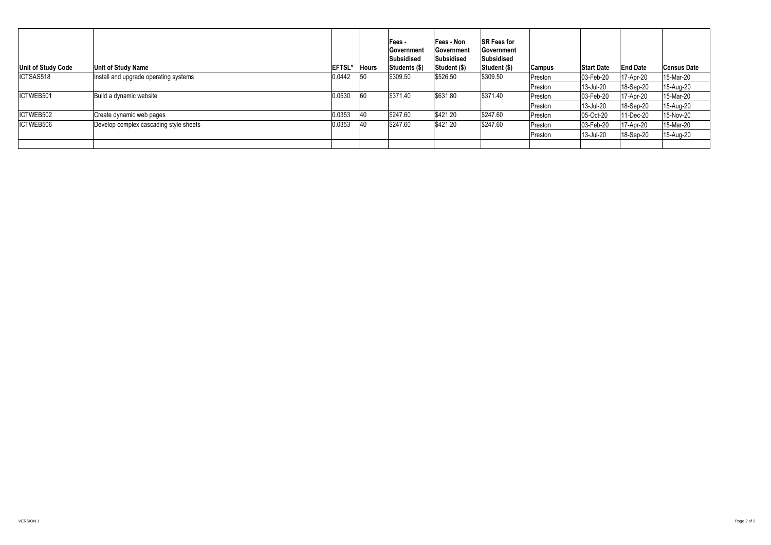| Unit of Study Code | Unit of Study Name | EFTSL* | Hours | Fees - Government Subsidised Students ($) | Fees - Non Government Subsidised Student ($) | SR Fees for Government Subsidised Student ($) | Campus | Start Date | End Date | Census Date |
|---|---|---|---|---|---|---|---|---|---|---|
| ICTSAS518 | Install and upgrade operating systems | 0.0442 | 50 | $309.50 | $526.50 | $309.50 | Preston | 03-Feb-20 | 17-Apr-20 | 15-Mar-20 |
| | | | | | | | Preston | 13-Jul-20 | 18-Sep-20 | 15-Aug-20 |
| ICTWEB501 | Build a dynamic website | 0.0530 | 60 | $371.40 | $631.80 | $371.40 | Preston | 03-Feb-20 | 17-Apr-20 | 15-Mar-20 |
| | | | | | | | Preston | 13-Jul-20 | 18-Sep-20 | 15-Aug-20 |
| ICTWEB502 | Create dynamic web pages | 0.0353 | 40 | $247.60 | $421.20 | $247.60 | Preston | 05-Oct-20 | 11-Dec-20 | 15-Nov-20 |
| ICTWEB506 | Develop complex cascading style sheets | 0.0353 | 40 | $247.60 | $421.20 | $247.60 | Preston | 03-Feb-20 | 17-Apr-20 | 15-Mar-20 |
| | | | | | | | Preston | 13-Jul-20 | 18-Sep-20 | 15-Aug-20 |
| | | | | | | | | | | |

VERSION 1